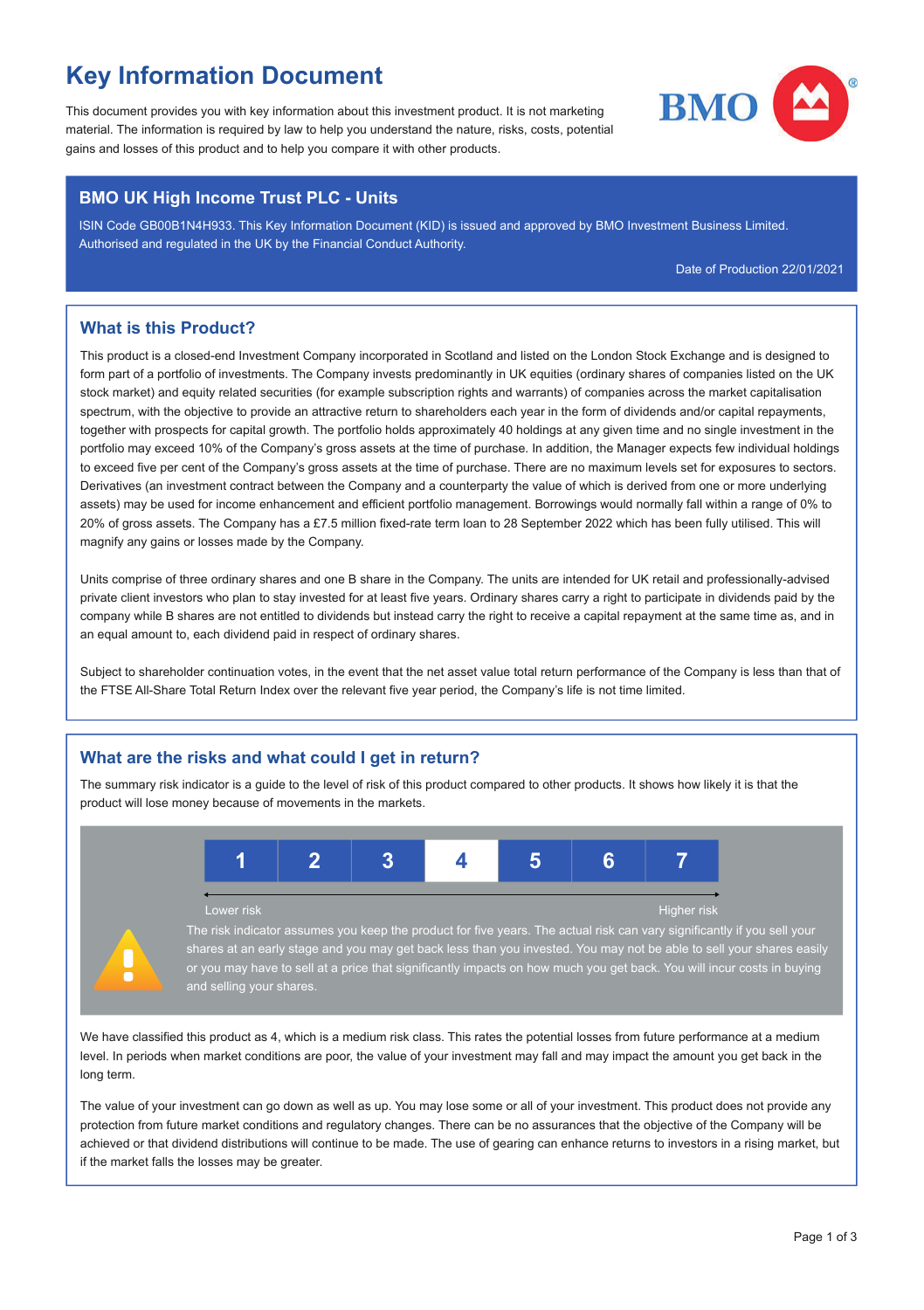# Key Information Document

This document provides you with key information about this investment product. It is not marketing material. The information is required by law to help you understand the nature, risks, costs, potential gains and losses of this product and to help you compare it with other products.

## BMO UK High Income Trust PLC - Units

ISIN Code GB00B1N4H933. This Key Information Document (KID) is issued and approved by BMO Investment Business Limited. Authorised and regulated in the UK by the Financial Conduct Authority.

Date of Production 22/01/2021

## What is this Product?

This product is a closed-end Investment Company incorporated in Scotland and listed on the London Stock Exchange and is designed to form part of a portfolio of investments. The Company invests predominantly in UK equities (ordinary shares of companies listed on the UK stock market) and equity related securities (for example subscription rights and warrants) of companies across the market capitalisation spectrum, with the objective to provide an attractive return to shareholders each year in the form of dividends and/or capital repayments, together with prospects for capital growth. The portfolio holds approximately 40 holdings at any given time and no single investment in the portfolio may exceed 10% of the Company's gross assets at the time of purchase. In addition, the Manager expects few individual holdings to exceed five per cent of the Company's gross assets at the time of purchase. There are no maximum levels set for exposures to sectors. Derivatives (an investment contract between the Company and a counterparty the value of which is derived from one or more underlying assets) may be used for income enhancement and efficient portfolio management. Borrowings would normally fall within a range of 0% to 20% of gross assets. The Company has a £7.5 million fixed-rate term loan to 28 September 2022 which has been fully utilised. This will magnify any gains or losses made by the Company.

Units comprise of three ordinary shares and one B share in the Company. The units are intended for UK retail and professionally-advised private client investors who plan to stay invested for at least five years. Ordinary shares carry a right to participate in dividends paid by the company while B shares are not entitled to dividends but instead carry the right to receive a capital repayment at the same time as, and in an equal amount to, each dividend paid in respect of ordinary shares.

Subject to shareholder continuation votes, in the event that the net asset value total return performance of the Company is less than that of the FTSE All-Share Total Return Index over the relevant five year period, the Company's life is not time limited.

## What are the risks and what could I get in return?

The summary risk indicator is a guide to the level of risk of this product compared to other products. It shows how likely it is that the product will lose money because of movements in the markets.

| 1 | 2 | 3 | **4** | 5 | 6 | 7 |
|---|---|---|---|---|---|---|

Lower risk — Higher risk

The risk indicator assumes you keep the product for five years. The actual risk can vary significantly if you sell your shares at an early stage and you may get back less than you invested. You may not be able to sell your shares easily or you may have to sell at a price that significantly impacts on how much you get back. You will incur costs in buying and selling your shares.

We have classified this product as 4, which is a medium risk class. This rates the potential losses from future performance at a medium level. In periods when market conditions are poor, the value of your investment may fall and may impact the amount you get back in the long term.

The value of your investment can go down as well as up. You may lose some or all of your investment. This product does not provide any protection from future market conditions and regulatory changes. There can be no assurances that the objective of the Company will be achieved or that dividend distributions will continue to be made. The use of gearing can enhance returns to investors in a rising market, but if the market falls the losses may be greater.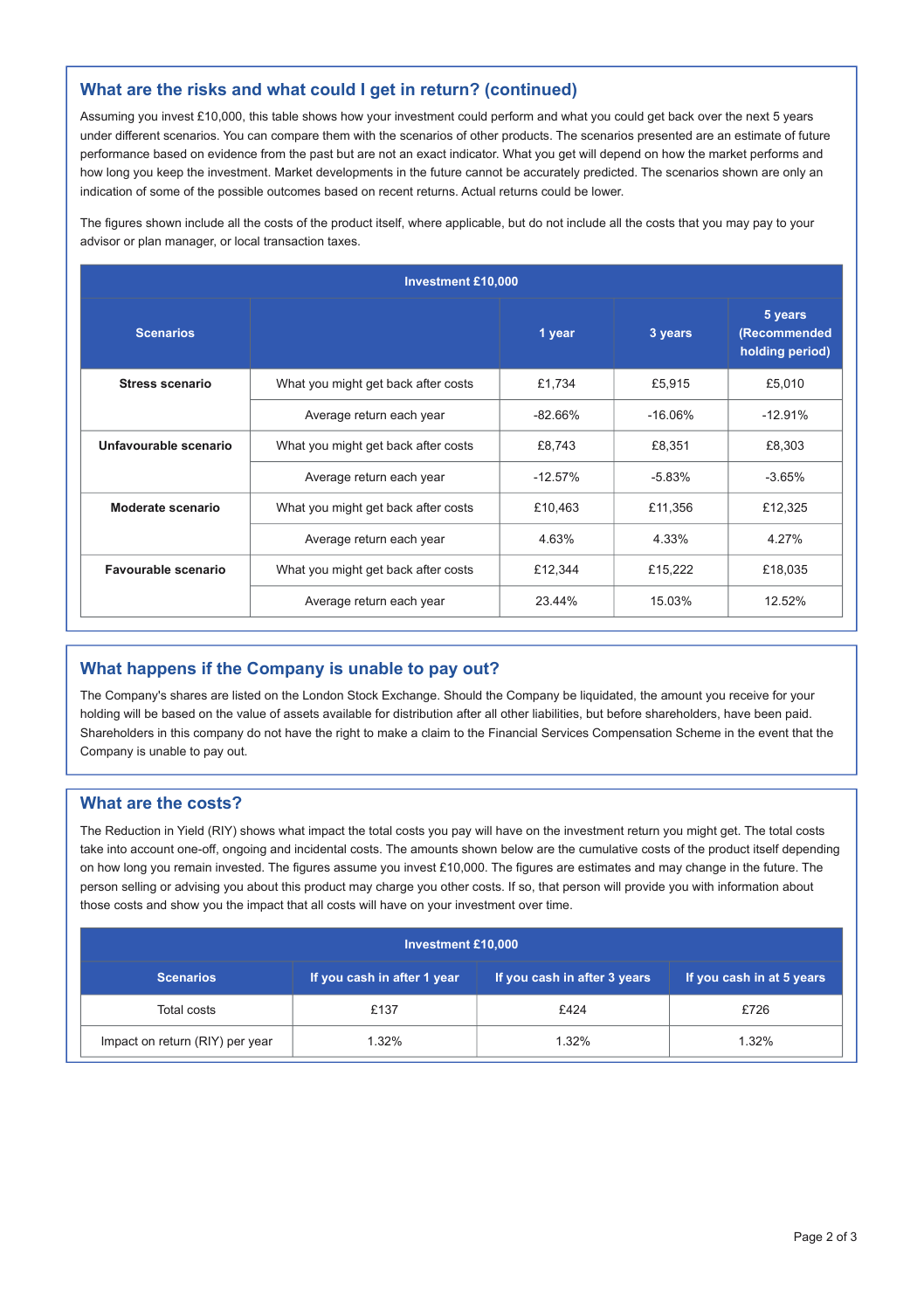## What are the risks and what could I get in return? (continued)

Assuming you invest £10,000, this table shows how your investment could perform and what you could get back over the next 5 years under different scenarios. You can compare them with the scenarios of other products. The scenarios presented are an estimate of future performance based on evidence from the past but are not an exact indicator. What you get will depend on how the market performs and how long you keep the investment. Market developments in the future cannot be accurately predicted. The scenarios shown are only an indication of some of the possible outcomes based on recent returns. Actual returns could be lower.

The figures shown include all the costs of the product itself, where applicable, but do not include all the costs that you may pay to your advisor or plan manager, or local transaction taxes.

| Investment £10,000 | | | | |
|---|---|---|---|---|
| **Scenarios** | | **1 year** | **3 years** | **5 years (Recommended holding period)** |
| **Stress scenario** | What you might get back after costs | £1,734 | £5,915 | £5,010 |
| | Average return each year | -82.66% | -16.06% | -12.91% |
| **Unfavourable scenario** | What you might get back after costs | £8,743 | £8,351 | £8,303 |
| | Average return each year | -12.57% | -5.83% | -3.65% |
| **Moderate scenario** | What you might get back after costs | £10,463 | £11,356 | £12,325 |
| | Average return each year | 4.63% | 4.33% | 4.27% |
| **Favourable scenario** | What you might get back after costs | £12,344 | £15,222 | £18,035 |
| | Average return each year | 23.44% | 15.03% | 12.52% |

## What happens if the Company is unable to pay out?

The Company's shares are listed on the London Stock Exchange. Should the Company be liquidated, the amount you receive for your holding will be based on the value of assets available for distribution after all other liabilities, but before shareholders, have been paid. Shareholders in this company do not have the right to make a claim to the Financial Services Compensation Scheme in the event that the Company is unable to pay out.

## What are the costs?

The Reduction in Yield (RIY) shows what impact the total costs you pay will have on the investment return you might get. The total costs take into account one-off, ongoing and incidental costs. The amounts shown below are the cumulative costs of the product itself depending on how long you remain invested. The figures assume you invest £10,000. The figures are estimates and may change in the future. The person selling or advising you about this product may charge you other costs. If so, that person will provide you with information about those costs and show you the impact that all costs will have on your investment over time.

| Investment £10,000 | | | |
|---|---|---|---|
| **Scenarios** | **If you cash in after 1 year** | **If you cash in after 3 years** | **If you cash in at 5 years** |
| Total costs | £137 | £424 | £726 |
| Impact on return (RIY) per year | 1.32% | 1.32% | 1.32% |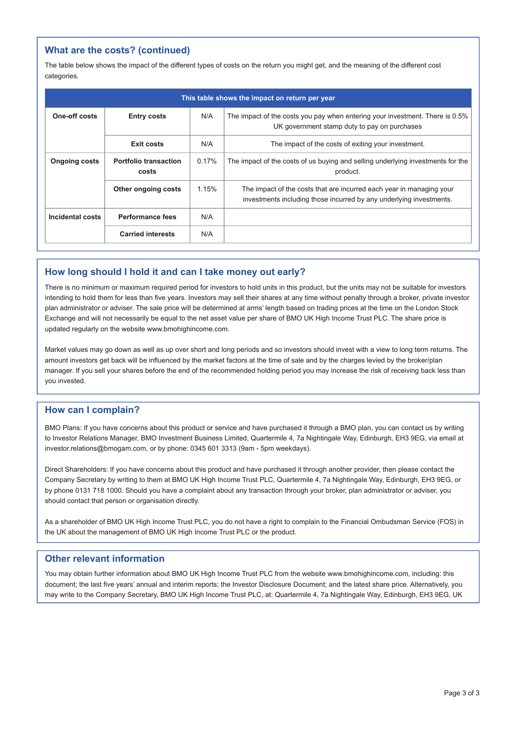## What are the costs? (continued)

The table below shows the impact of the different types of costs on the return you might get, and the meaning of the different cost categories.

| This table shows the impact on return per year | | | |
|---|---|---|---|
| **One-off costs** | **Entry costs** | N/A | The impact of the costs you pay when entering your investment. There is 0.5% UK government stamp duty to pay on purchases |
| | **Exit costs** | N/A | The impact of the costs of exiting your investment. |
| **Ongoing costs** | **Portfolio transaction costs** | 0.17% | The impact of the costs of us buying and selling underlying investments for the product. |
| | **Other ongoing costs** | 1.15% | The impact of the costs that are incurred each year in managing your investments including those incurred by any underlying investments. |
| **Incidental costs** | **Performance fees** | N/A | |
| | **Carried interests** | N/A | |

## How long should I hold it and can I take money out early?

There is no minimum or maximum required period for investors to hold units in this product, but the units may not be suitable for investors intending to hold them for less than five years. Investors may sell their shares at any time without penalty through a broker, private investor plan administrator or adviser. The sale price will be determined at arms' length based on trading prices at the time on the London Stock Exchange and will not necessarily be equal to the net asset value per share of BMO UK High Income Trust PLC. The share price is updated regularly on the website www.bmohighincome.com.

Market values may go down as well as up over short and long periods and so investors should invest with a view to long term returns. The amount investors get back will be influenced by the market factors at the time of sale and by the charges levied by the broker/plan manager. If you sell your shares before the end of the recommended holding period you may increase the risk of receiving back less than you invested.

## How can I complain?

BMO Plans: If you have concerns about this product or service and have purchased it through a BMO plan, you can contact us by writing to Investor Relations Manager, BMO Investment Business Limited, Quartermile 4, 7a Nightingale Way, Edinburgh, EH3 9EG, via email at investor.relations@bmogam.com, or by phone: 0345 601 3313 (9am - 5pm weekdays).

Direct Shareholders: If you have concerns about this product and have purchased it through another provider, then please contact the Company Secretary by writing to them at BMO UK High Income Trust PLC, Quartermile 4, 7a Nightingale Way, Edinburgh, EH3 9EG, or by phone 0131 718 1000. Should you have a complaint about any transaction through your broker, plan administrator or adviser, you should contact that person or organisation directly.

As a shareholder of BMO UK High Income Trust PLC, you do not have a right to complain to the Financial Ombudsman Service (FOS) in the UK about the management of BMO UK High Income Trust PLC or the product.

## Other relevant information

You may obtain further information about BMO UK High Income Trust PLC from the website www.bmohighincome.com, including: this document; the last five years' annual and interim reports; the Investor Disclosure Document; and the latest share price. Alternatively, you may write to the Company Secretary, BMO UK High Income Trust PLC, at: Quartermile 4, 7a Nightingale Way, Edinburgh, EH3 9EG, UK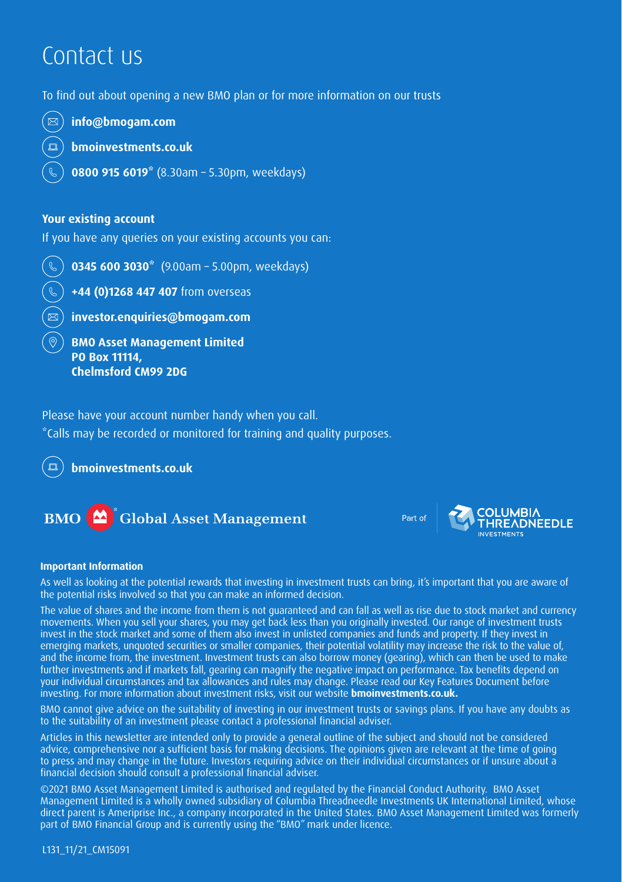# Contact us

To find out about opening a new BMO plan or for more information on our trusts

**info@bmogam.com**

**bmoinvestments.co.uk**

**0800 915 6019*** (8.30am – 5.30pm, weekdays)

### Your existing account

If you have any queries on your existing accounts you can:

**0345 600 3030*** (9.00am – 5.00pm, weekdays)

**+44 (0)1268 447 407** from overseas

**investor.enquiries@bmogam.com**

**BMO Asset Management Limited**
**PO Box 11114,**
**Chelmsford CM99 2DG**

Please have your account number handy when you call.

*Calls may be recorded or monitored for training and quality purposes.

**bmoinvestments.co.uk**

BMO Global Asset Management

Part of COLUMBIA THREADNEEDLE INVESTMENTS

#### Important Information

As well as looking at the potential rewards that investing in investment trusts can bring, it's important that you are aware of the potential risks involved so that you can make an informed decision.

The value of shares and the income from them is not guaranteed and can fall as well as rise due to stock market and currency movements. When you sell your shares, you may get back less than you originally invested. Our range of investment trusts invest in the stock market and some of them also invest in unlisted companies and funds and property. If they invest in emerging markets, unquoted securities or smaller companies, their potential volatility may increase the risk to the value of, and the income from, the investment. Investment trusts can also borrow money (gearing), which can then be used to make further investments and if markets fall, gearing can magnify the negative impact on performance. Tax benefits depend on your individual circumstances and tax allowances and rules may change. Please read our Key Features Document before investing. For more information about investment risks, visit our website **bmoinvestments.co.uk.**

BMO cannot give advice on the suitability of investing in our investment trusts or savings plans. If you have any doubts as to the suitability of an investment please contact a professional financial adviser.

Articles in this newsletter are intended only to provide a general outline of the subject and should not be considered advice, comprehensive nor a sufficient basis for making decisions. The opinions given are relevant at the time of going to press and may change in the future. Investors requiring advice on their individual circumstances or if unsure about a financial decision should consult a professional financial adviser.

©2021 BMO Asset Management Limited is authorised and regulated by the Financial Conduct Authority. BMO Asset Management Limited is a wholly owned subsidiary of Columbia Threadneedle Investments UK International Limited, whose direct parent is Ameriprise Inc., a company incorporated in the United States. BMO Asset Management Limited was formerly part of BMO Financial Group and is currently using the "BMO" mark under licence.

L131_11/21_CM15091